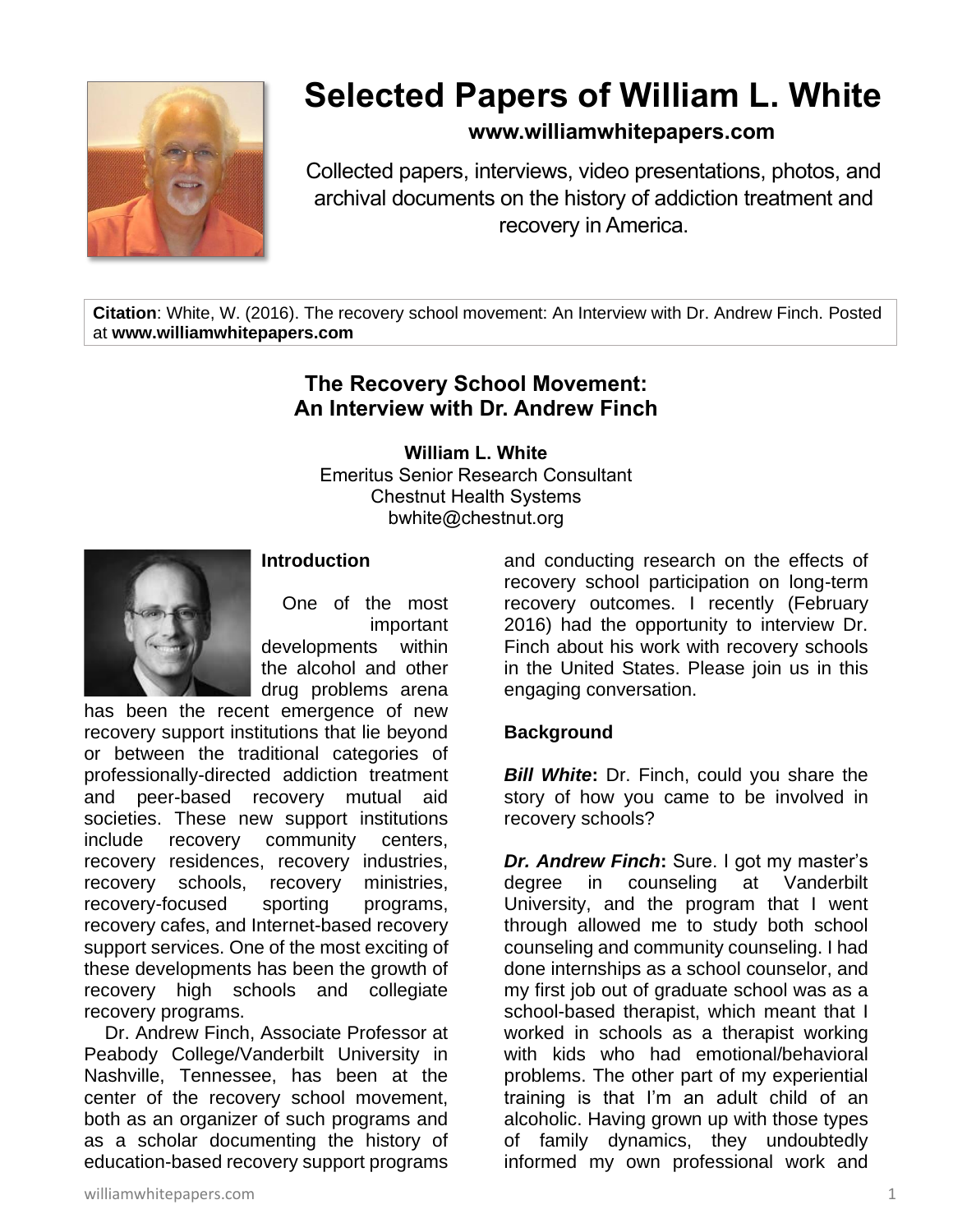# Selected Papers of William L. White

**www.williamwhitepapers.com**

Collected papers, interviews, video presentations, photos, and archival documents on the history of addiction treatment and recovery in America.

**Citation**: White, W. (2016). The recovery school movement: An Interview with Dr. Andrew Finch. Posted at **www.williamwhitepapers.com**

## The Recovery School Movement: An Interview with Dr. Andrew Finch

**William L. White**
Emeritus Senior Research Consultant
Chestnut Health Systems
bwhite@chestnut.org

### Introduction

One of the most important developments within the alcohol and other drug problems arena has been the recent emergence of new recovery support institutions that lie beyond or between the traditional categories of professionally-directed addiction treatment and peer-based recovery mutual aid societies. These new support institutions include recovery community centers, recovery residences, recovery industries, recovery schools, recovery ministries, recovery-focused sporting programs, recovery cafes, and Internet-based recovery support services. One of the most exciting of these developments has been the growth of recovery high schools and collegiate recovery programs.

Dr. Andrew Finch, Associate Professor at Peabody College/Vanderbilt University in Nashville, Tennessee, has been at the center of the recovery school movement, both as an organizer of such programs and as a scholar documenting the history of education-based recovery support programs and conducting research on the effects of recovery school participation on long-term recovery outcomes. I recently (February 2016) had the opportunity to interview Dr. Finch about his work with recovery schools in the United States. Please join us in this engaging conversation.

### Background

***Bill White*:** Dr. Finch, could you share the story of how you came to be involved in recovery schools?

***Dr. Andrew Finch*:** Sure. I got my master's degree in counseling at Vanderbilt University, and the program that I went through allowed me to study both school counseling and community counseling. I had done internships as a school counselor, and my first job out of graduate school was as a school-based therapist, which meant that I worked in schools as a therapist working with kids who had emotional/behavioral problems. The other part of my experiential training is that I'm an adult child of an alcoholic. Having grown up with those types of family dynamics, they undoubtedly informed my own professional work and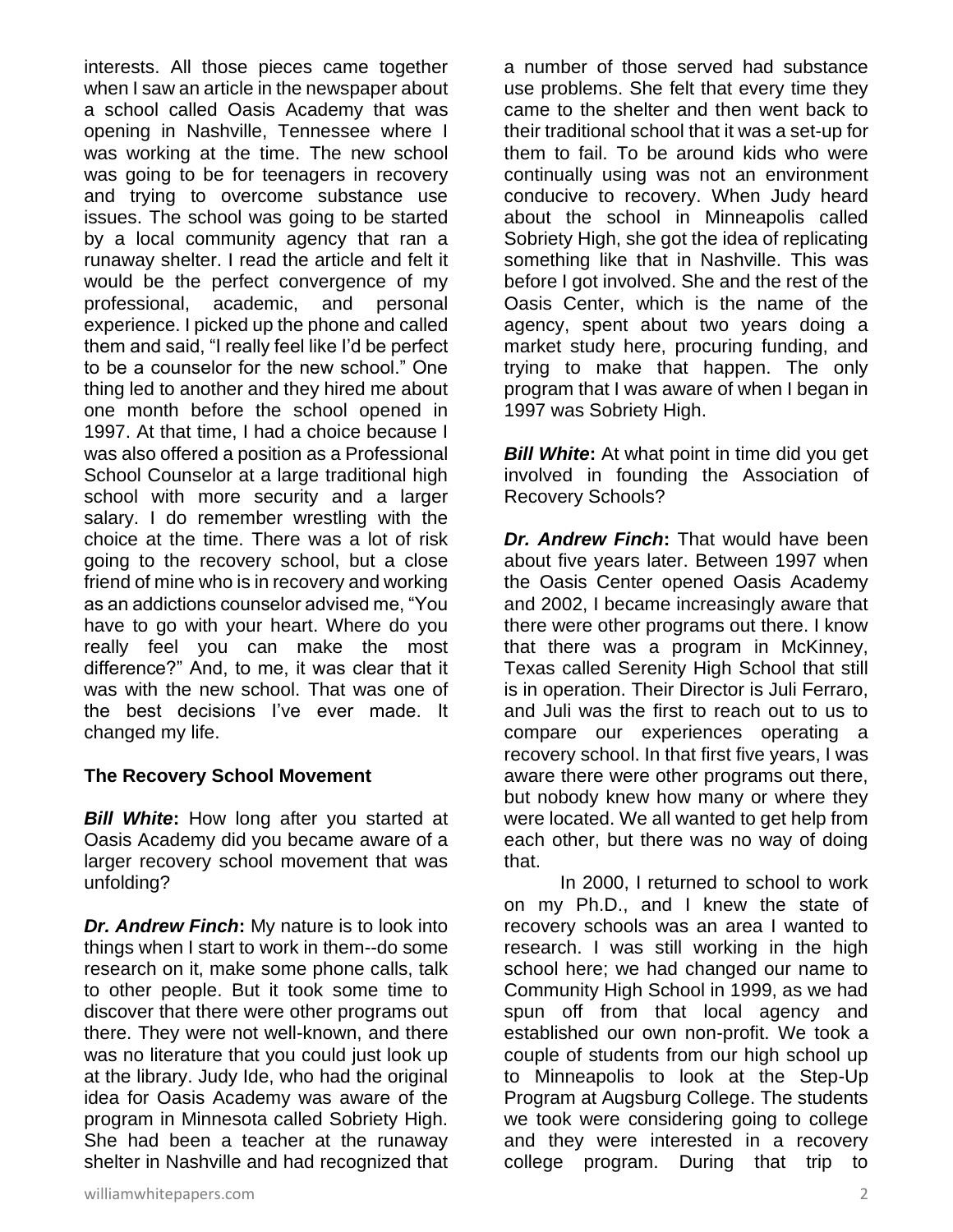interests. All those pieces came together when I saw an article in the newspaper about a school called Oasis Academy that was opening in Nashville, Tennessee where I was working at the time. The new school was going to be for teenagers in recovery and trying to overcome substance use issues. The school was going to be started by a local community agency that ran a runaway shelter. I read the article and felt it would be the perfect convergence of my professional, academic, and personal experience. I picked up the phone and called them and said, "I really feel like I'd be perfect to be a counselor for the new school." One thing led to another and they hired me about one month before the school opened in 1997. At that time, I had a choice because I was also offered a position as a Professional School Counselor at a large traditional high school with more security and a larger salary. I do remember wrestling with the choice at the time. There was a lot of risk going to the recovery school, but a close friend of mine who is in recovery and working as an addictions counselor advised me, "You have to go with your heart. Where do you really feel you can make the most difference?" And, to me, it was clear that it was with the new school. That was one of the best decisions I've ever made. It changed my life.

### The Recovery School Movement

***Bill White*:** How long after you started at Oasis Academy did you became aware of a larger recovery school movement that was unfolding?

***Dr. Andrew Finch*:** My nature is to look into things when I start to work in them--do some research on it, make some phone calls, talk to other people. But it took some time to discover that there were other programs out there. They were not well-known, and there was no literature that you could just look up at the library. Judy Ide, who had the original idea for Oasis Academy was aware of the program in Minnesota called Sobriety High. She had been a teacher at the runaway shelter in Nashville and had recognized that a number of those served had substance use problems. She felt that every time they came to the shelter and then went back to their traditional school that it was a set-up for them to fail. To be around kids who were continually using was not an environment conducive to recovery. When Judy heard about the school in Minneapolis called Sobriety High, she got the idea of replicating something like that in Nashville. This was before I got involved. She and the rest of the Oasis Center, which is the name of the agency, spent about two years doing a market study here, procuring funding, and trying to make that happen. The only program that I was aware of when I began in 1997 was Sobriety High.

***Bill White*:** At what point in time did you get involved in founding the Association of Recovery Schools?

***Dr. Andrew Finch*:** That would have been about five years later. Between 1997 when the Oasis Center opened Oasis Academy and 2002, I became increasingly aware that there were other programs out there. I know that there was a program in McKinney, Texas called Serenity High School that still is in operation. Their Director is Juli Ferraro, and Juli was the first to reach out to us to compare our experiences operating a recovery school. In that first five years, I was aware there were other programs out there, but nobody knew how many or where they were located. We all wanted to get help from each other, but there was no way of doing that.

In 2000, I returned to school to work on my Ph.D., and I knew the state of recovery schools was an area I wanted to research. I was still working in the high school here; we had changed our name to Community High School in 1999, as we had spun off from that local agency and established our own non-profit. We took a couple of students from our high school up to Minneapolis to look at the Step-Up Program at Augsburg College. The students we took were considering going to college and they were interested in a recovery college program. During that trip to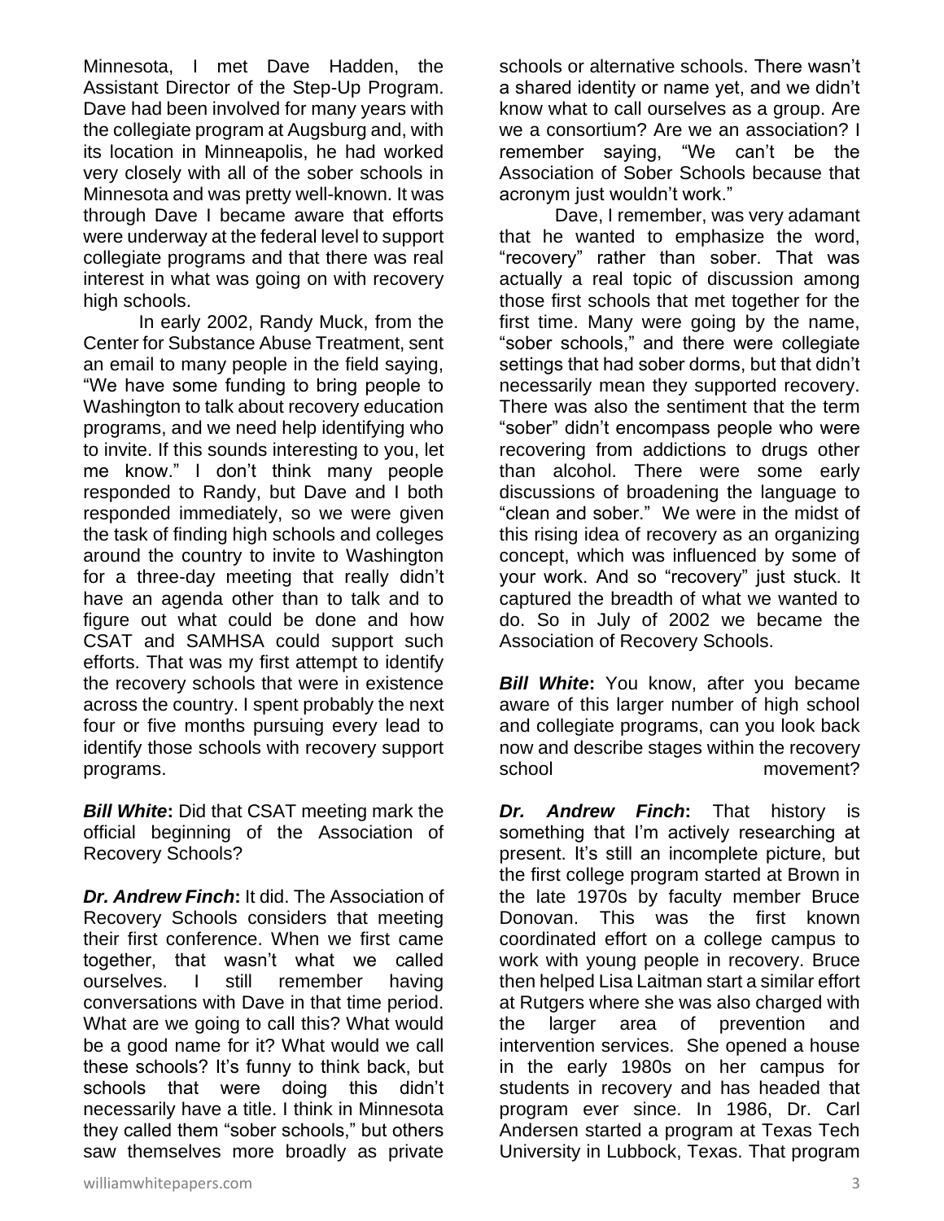Minnesota, I met Dave Hadden, the Assistant Director of the Step-Up Program. Dave had been involved for many years with the collegiate program at Augsburg and, with its location in Minneapolis, he had worked very closely with all of the sober schools in Minnesota and was pretty well-known. It was through Dave I became aware that efforts were underway at the federal level to support collegiate programs and that there was real interest in what was going on with recovery high schools.

In early 2002, Randy Muck, from the Center for Substance Abuse Treatment, sent an email to many people in the field saying, "We have some funding to bring people to Washington to talk about recovery education programs, and we need help identifying who to invite. If this sounds interesting to you, let me know." I don't think many people responded to Randy, but Dave and I both responded immediately, so we were given the task of finding high schools and colleges around the country to invite to Washington for a three-day meeting that really didn't have an agenda other than to talk and to figure out what could be done and how CSAT and SAMHSA could support such efforts. That was my first attempt to identify the recovery schools that were in existence across the country. I spent probably the next four or five months pursuing every lead to identify those schools with recovery support programs.

***Bill White*:** Did that CSAT meeting mark the official beginning of the Association of Recovery Schools?

***Dr. Andrew Finch*:** It did. The Association of Recovery Schools considers that meeting their first conference. When we first came together, that wasn't what we called ourselves. I still remember having conversations with Dave in that time period. What are we going to call this? What would be a good name for it? What would we call these schools? It's funny to think back, but schools that were doing this didn't necessarily have a title. I think in Minnesota they called them "sober schools," but others saw themselves more broadly as private schools or alternative schools. There wasn't a shared identity or name yet, and we didn't know what to call ourselves as a group. Are we a consortium? Are we an association? I remember saying, "We can't be the Association of Sober Schools because that acronym just wouldn't work."

Dave, I remember, was very adamant that he wanted to emphasize the word, "recovery" rather than sober. That was actually a real topic of discussion among those first schools that met together for the first time. Many were going by the name, "sober schools," and there were collegiate settings that had sober dorms, but that didn't necessarily mean they supported recovery. There was also the sentiment that the term "sober" didn't encompass people who were recovering from addictions to drugs other than alcohol. There were some early discussions of broadening the language to "clean and sober." We were in the midst of this rising idea of recovery as an organizing concept, which was influenced by some of your work. And so "recovery" just stuck. It captured the breadth of what we wanted to do. So in July of 2002 we became the Association of Recovery Schools.

***Bill White*:** You know, after you became aware of this larger number of high school and collegiate programs, can you look back now and describe stages within the recovery school movement?

***Dr. Andrew Finch*:** That history is something that I'm actively researching at present. It's still an incomplete picture, but the first college program started at Brown in the late 1970s by faculty member Bruce Donovan. This was the first known coordinated effort on a college campus to work with young people in recovery. Bruce then helped Lisa Laitman start a similar effort at Rutgers where she was also charged with the larger area of prevention and intervention services. She opened a house in the early 1980s on her campus for students in recovery and has headed that program ever since. In 1986, Dr. Carl Andersen started a program at Texas Tech University in Lubbock, Texas. That program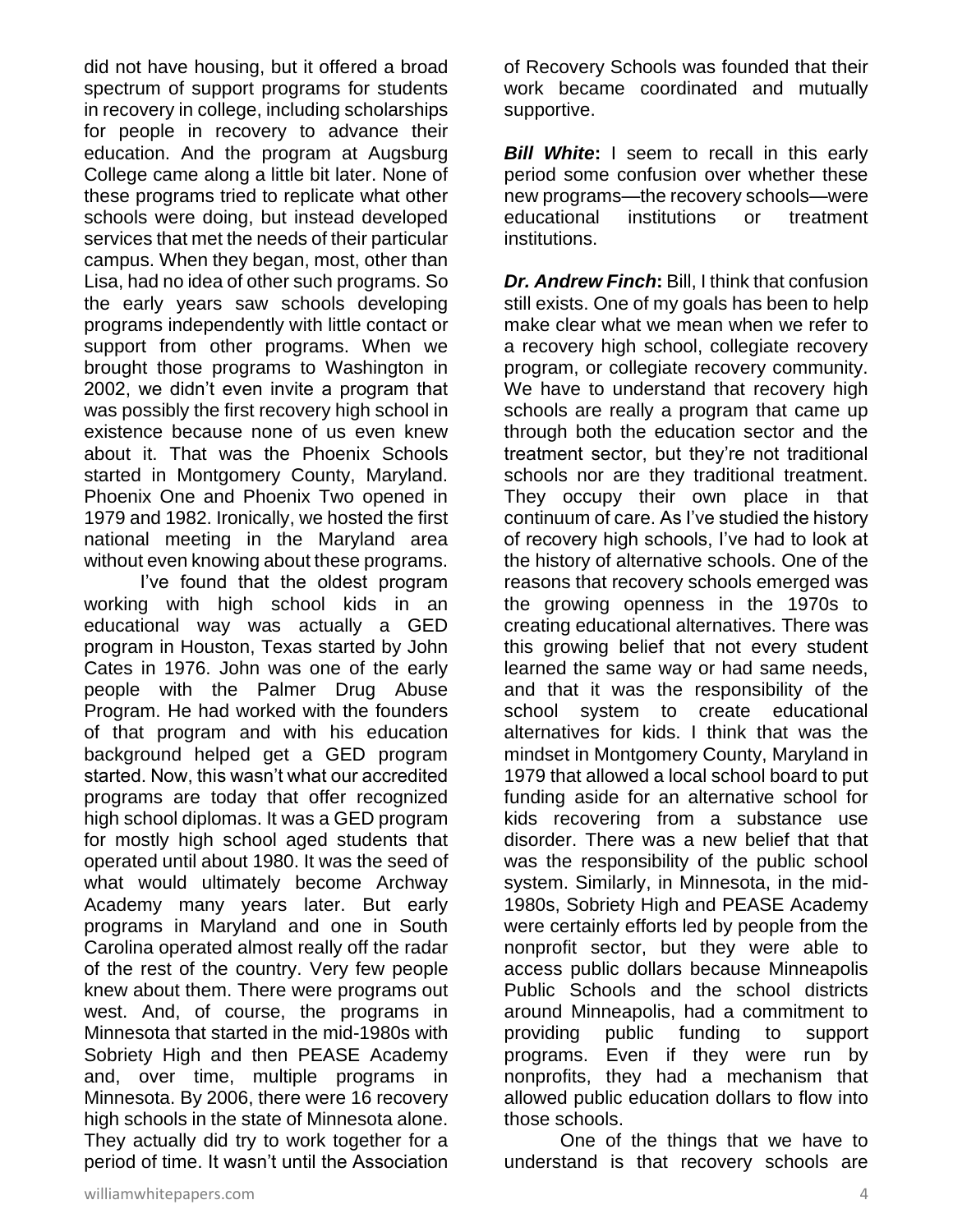did not have housing, but it offered a broad spectrum of support programs for students in recovery in college, including scholarships for people in recovery to advance their education. And the program at Augsburg College came along a little bit later. None of these programs tried to replicate what other schools were doing, but instead developed services that met the needs of their particular campus. When they began, most, other than Lisa, had no idea of other such programs. So the early years saw schools developing programs independently with little contact or support from other programs. When we brought those programs to Washington in 2002, we didn't even invite a program that was possibly the first recovery high school in existence because none of us even knew about it. That was the Phoenix Schools started in Montgomery County, Maryland. Phoenix One and Phoenix Two opened in 1979 and 1982. Ironically, we hosted the first national meeting in the Maryland area without even knowing about these programs.

I've found that the oldest program working with high school kids in an educational way was actually a GED program in Houston, Texas started by John Cates in 1976. John was one of the early people with the Palmer Drug Abuse Program. He had worked with the founders of that program and with his education background helped get a GED program started. Now, this wasn't what our accredited programs are today that offer recognized high school diplomas. It was a GED program for mostly high school aged students that operated until about 1980. It was the seed of what would ultimately become Archway Academy many years later. But early programs in Maryland and one in South Carolina operated almost really off the radar of the rest of the country. Very few people knew about them. There were programs out west. And, of course, the programs in Minnesota that started in the mid-1980s with Sobriety High and then PEASE Academy and, over time, multiple programs in Minnesota. By 2006, there were 16 recovery high schools in the state of Minnesota alone. They actually did try to work together for a period of time. It wasn't until the Association of Recovery Schools was founded that their work became coordinated and mutually supportive.

***Bill White*:** I seem to recall in this early period some confusion over whether these new programs—the recovery schools—were educational institutions or treatment institutions.

***Dr. Andrew Finch*:** Bill, I think that confusion still exists. One of my goals has been to help make clear what we mean when we refer to a recovery high school, collegiate recovery program, or collegiate recovery community. We have to understand that recovery high schools are really a program that came up through both the education sector and the treatment sector, but they're not traditional schools nor are they traditional treatment. They occupy their own place in that continuum of care. As I've studied the history of recovery high schools, I've had to look at the history of alternative schools. One of the reasons that recovery schools emerged was the growing openness in the 1970s to creating educational alternatives. There was this growing belief that not every student learned the same way or had same needs, and that it was the responsibility of the school system to create educational alternatives for kids. I think that was the mindset in Montgomery County, Maryland in 1979 that allowed a local school board to put funding aside for an alternative school for kids recovering from a substance use disorder. There was a new belief that that was the responsibility of the public school system. Similarly, in Minnesota, in the mid-1980s, Sobriety High and PEASE Academy were certainly efforts led by people from the nonprofit sector, but they were able to access public dollars because Minneapolis Public Schools and the school districts around Minneapolis, had a commitment to providing public funding to support programs. Even if they were run by nonprofits, they had a mechanism that allowed public education dollars to flow into those schools.

One of the things that we have to understand is that recovery schools are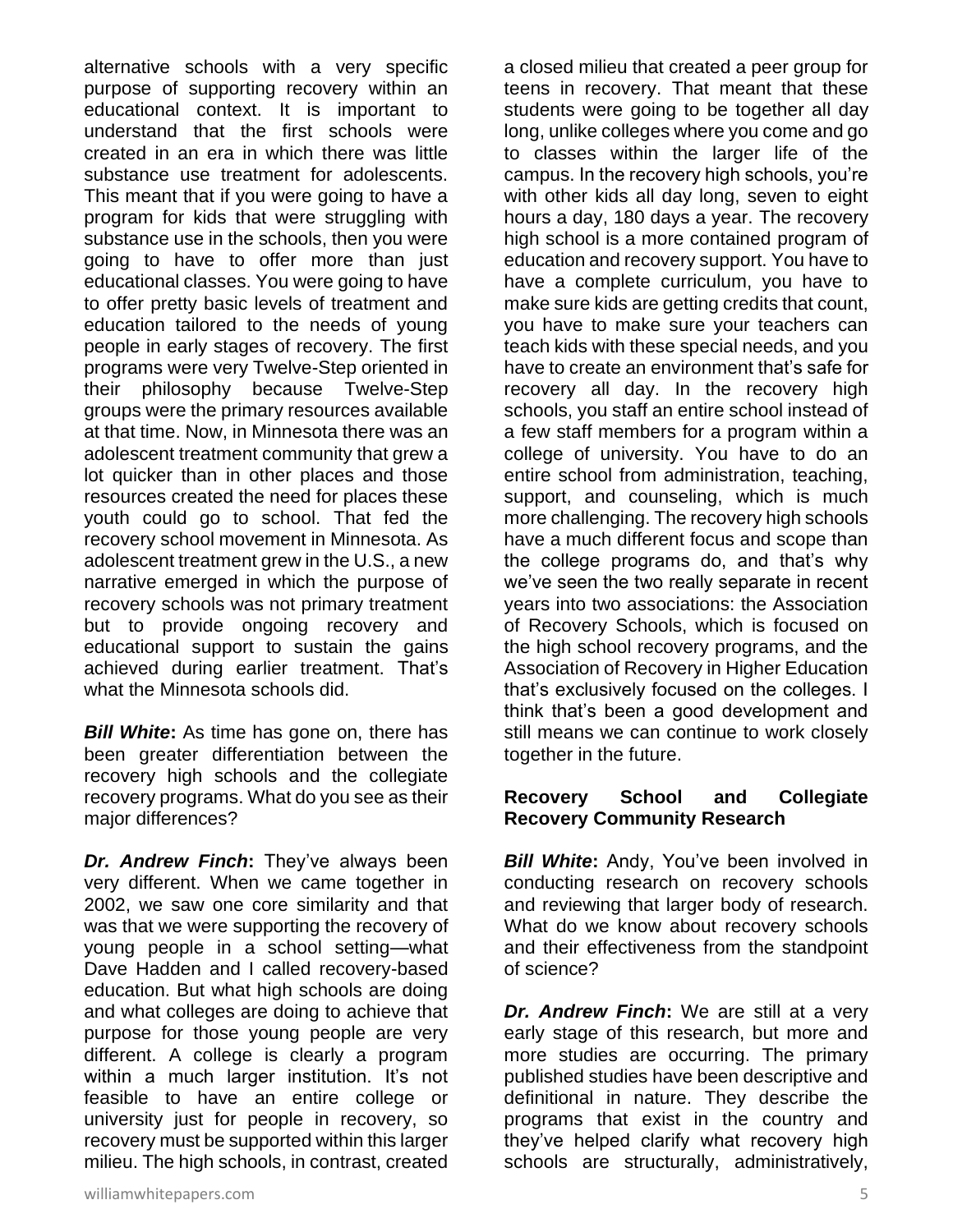alternative schools with a very specific purpose of supporting recovery within an educational context. It is important to understand that the first schools were created in an era in which there was little substance use treatment for adolescents. This meant that if you were going to have a program for kids that were struggling with substance use in the schools, then you were going to have to offer more than just educational classes. You were going to have to offer pretty basic levels of treatment and education tailored to the needs of young people in early stages of recovery. The first programs were very Twelve-Step oriented in their philosophy because Twelve-Step groups were the primary resources available at that time. Now, in Minnesota there was an adolescent treatment community that grew a lot quicker than in other places and those resources created the need for places these youth could go to school. That fed the recovery school movement in Minnesota. As adolescent treatment grew in the U.S., a new narrative emerged in which the purpose of recovery schools was not primary treatment but to provide ongoing recovery and educational support to sustain the gains achieved during earlier treatment. That's what the Minnesota schools did.

***Bill White*:** As time has gone on, there has been greater differentiation between the recovery high schools and the collegiate recovery programs. What do you see as their major differences?

***Dr. Andrew Finch*:** They've always been very different. When we came together in 2002, we saw one core similarity and that was that we were supporting the recovery of young people in a school setting—what Dave Hadden and I called recovery-based education. But what high schools are doing and what colleges are doing to achieve that purpose for those young people are very different. A college is clearly a program within a much larger institution. It's not feasible to have an entire college or university just for people in recovery, so recovery must be supported within this larger milieu. The high schools, in contrast, created a closed milieu that created a peer group for teens in recovery. That meant that these students were going to be together all day long, unlike colleges where you come and go to classes within the larger life of the campus. In the recovery high schools, you're with other kids all day long, seven to eight hours a day, 180 days a year. The recovery high school is a more contained program of education and recovery support. You have to have a complete curriculum, you have to make sure kids are getting credits that count, you have to make sure your teachers can teach kids with these special needs, and you have to create an environment that's safe for recovery all day. In the recovery high schools, you staff an entire school instead of a few staff members for a program within a college of university. You have to do an entire school from administration, teaching, support, and counseling, which is much more challenging. The recovery high schools have a much different focus and scope than the college programs do, and that's why we've seen the two really separate in recent years into two associations: the Association of Recovery Schools, which is focused on the high school recovery programs, and the Association of Recovery in Higher Education that's exclusively focused on the colleges. I think that's been a good development and still means we can continue to work closely together in the future.

## Recovery School and Collegiate Recovery Community Research

***Bill White*:** Andy, You've been involved in conducting research on recovery schools and reviewing that larger body of research. What do we know about recovery schools and their effectiveness from the standpoint of science?

***Dr. Andrew Finch*:** We are still at a very early stage of this research, but more and more studies are occurring. The primary published studies have been descriptive and definitional in nature. They describe the programs that exist in the country and they've helped clarify what recovery high schools are structurally, administratively,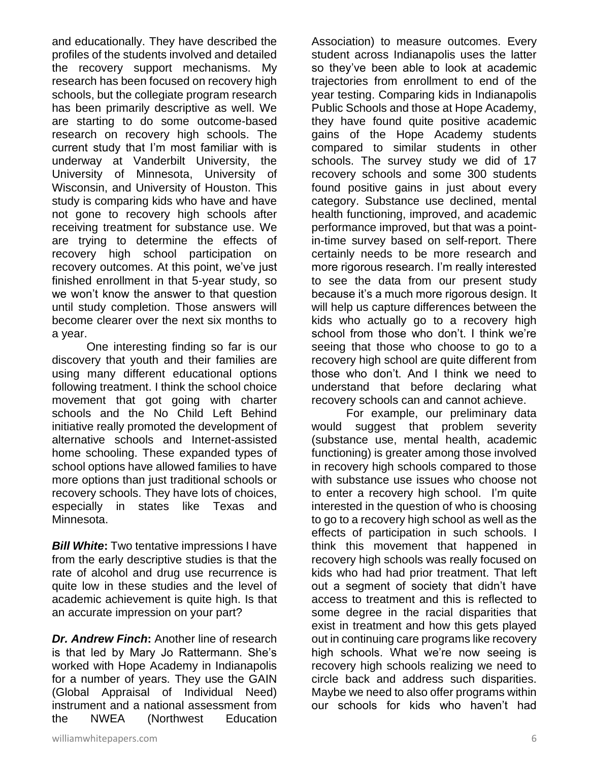and educationally. They have described the profiles of the students involved and detailed the recovery support mechanisms. My research has been focused on recovery high schools, but the collegiate program research has been primarily descriptive as well. We are starting to do some outcome-based research on recovery high schools. The current study that I'm most familiar with is underway at Vanderbilt University, the University of Minnesota, University of Wisconsin, and University of Houston. This study is comparing kids who have and have not gone to recovery high schools after receiving treatment for substance use. We are trying to determine the effects of recovery high school participation on recovery outcomes. At this point, we've just finished enrollment in that 5-year study, so we won't know the answer to that question until study completion. Those answers will become clearer over the next six months to a year.

One interesting finding so far is our discovery that youth and their families are using many different educational options following treatment. I think the school choice movement that got going with charter schools and the No Child Left Behind initiative really promoted the development of alternative schools and Internet-assisted home schooling. These expanded types of school options have allowed families to have more options than just traditional schools or recovery schools. They have lots of choices, especially in states like Texas and Minnesota.

***Bill White*:** Two tentative impressions I have from the early descriptive studies is that the rate of alcohol and drug use recurrence is quite low in these studies and the level of academic achievement is quite high. Is that an accurate impression on your part?

***Dr. Andrew Finch*:** Another line of research is that led by Mary Jo Rattermann. She's worked with Hope Academy in Indianapolis for a number of years. They use the GAIN (Global Appraisal of Individual Need) instrument and a national assessment from the NWEA (Northwest Education Association) to measure outcomes. Every student across Indianapolis uses the latter so they've been able to look at academic trajectories from enrollment to end of the year testing. Comparing kids in Indianapolis Public Schools and those at Hope Academy, they have found quite positive academic gains of the Hope Academy students compared to similar students in other schools. The survey study we did of 17 recovery schools and some 300 students found positive gains in just about every category. Substance use declined, mental health functioning, improved, and academic performance improved, but that was a point-in-time survey based on self-report. There certainly needs to be more research and more rigorous research. I'm really interested to see the data from our present study because it's a much more rigorous design. It will help us capture differences between the kids who actually go to a recovery high school from those who don't. I think we're seeing that those who choose to go to a recovery high school are quite different from those who don't. And I think we need to understand that before declaring what recovery schools can and cannot achieve.

For example, our preliminary data would suggest that problem severity (substance use, mental health, academic functioning) is greater among those involved in recovery high schools compared to those with substance use issues who choose not to enter a recovery high school. I'm quite interested in the question of who is choosing to go to a recovery high school as well as the effects of participation in such schools. I think this movement that happened in recovery high schools was really focused on kids who had had prior treatment. That left out a segment of society that didn't have access to treatment and this is reflected to some degree in the racial disparities that exist in treatment and how this gets played out in continuing care programs like recovery high schools. What we're now seeing is recovery high schools realizing we need to circle back and address such disparities. Maybe we need to also offer programs within our schools for kids who haven't had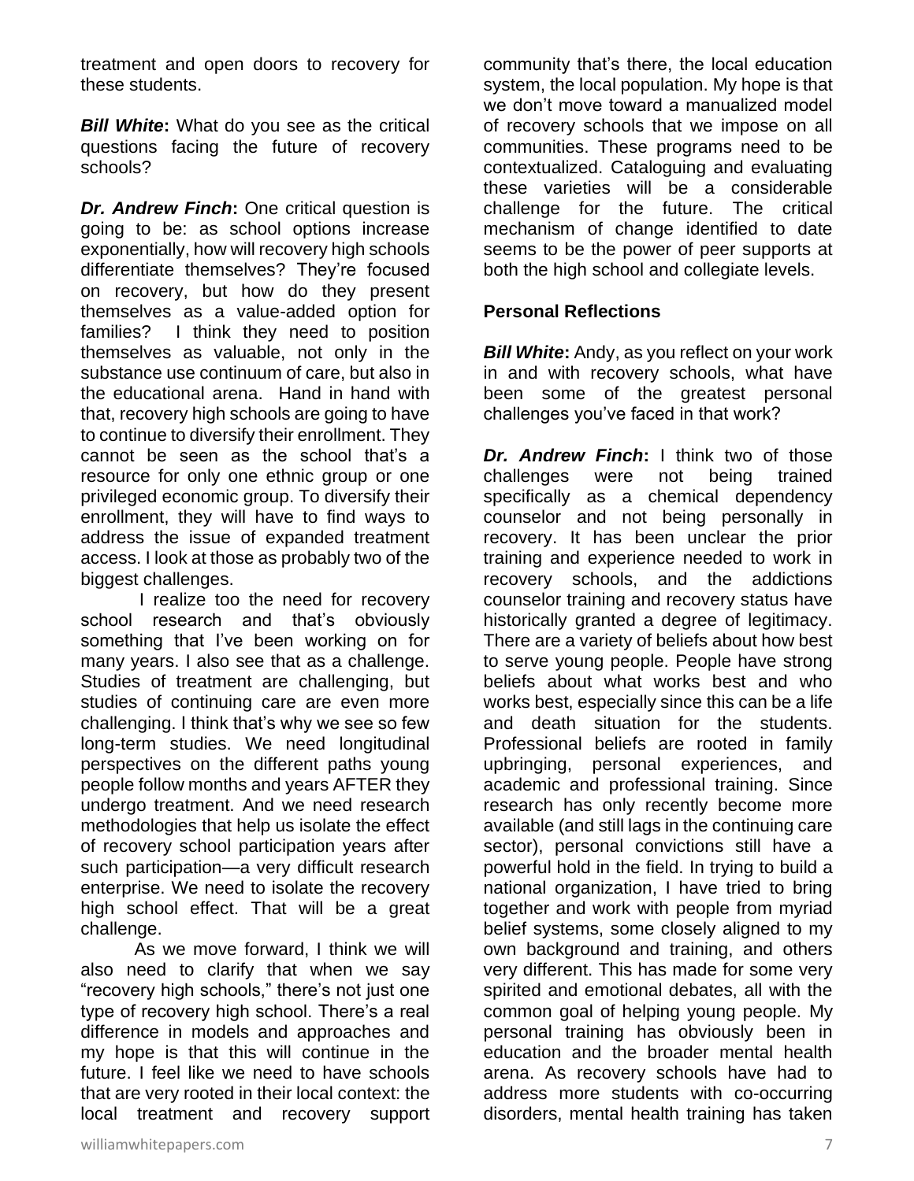treatment and open doors to recovery for these students.

***Bill White*:** What do you see as the critical questions facing the future of recovery schools?

***Dr. Andrew Finch*:** One critical question is going to be: as school options increase exponentially, how will recovery high schools differentiate themselves? They're focused on recovery, but how do they present themselves as a value-added option for families? I think they need to position themselves as valuable, not only in the substance use continuum of care, but also in the educational arena. Hand in hand with that, recovery high schools are going to have to continue to diversify their enrollment. They cannot be seen as the school that's a resource for only one ethnic group or one privileged economic group. To diversify their enrollment, they will have to find ways to address the issue of expanded treatment access. I look at those as probably two of the biggest challenges.

I realize too the need for recovery school research and that's obviously something that I've been working on for many years. I also see that as a challenge. Studies of treatment are challenging, but studies of continuing care are even more challenging. I think that's why we see so few long-term studies. We need longitudinal perspectives on the different paths young people follow months and years AFTER they undergo treatment. And we need research methodologies that help us isolate the effect of recovery school participation years after such participation—a very difficult research enterprise. We need to isolate the recovery high school effect. That will be a great challenge.

As we move forward, I think we will also need to clarify that when we say "recovery high schools," there's not just one type of recovery high school. There's a real difference in models and approaches and my hope is that this will continue in the future. I feel like we need to have schools that are very rooted in their local context: the local treatment and recovery support community that's there, the local education system, the local population. My hope is that we don't move toward a manualized model of recovery schools that we impose on all communities. These programs need to be contextualized. Cataloguing and evaluating these varieties will be a considerable challenge for the future. The critical mechanism of change identified to date seems to be the power of peer supports at both the high school and collegiate levels.

**Personal Reflections**

***Bill White*:** Andy, as you reflect on your work in and with recovery schools, what have been some of the greatest personal challenges you've faced in that work?

***Dr. Andrew Finch*:** I think two of those challenges were not being trained specifically as a chemical dependency counselor and not being personally in recovery. It has been unclear the prior training and experience needed to work in recovery schools, and the addictions counselor training and recovery status have historically granted a degree of legitimacy. There are a variety of beliefs about how best to serve young people. People have strong beliefs about what works best and who works best, especially since this can be a life and death situation for the students. Professional beliefs are rooted in family upbringing, personal experiences, and academic and professional training. Since research has only recently become more available (and still lags in the continuing care sector), personal convictions still have a powerful hold in the field. In trying to build a national organization, I have tried to bring together and work with people from myriad belief systems, some closely aligned to my own background and training, and others very different. This has made for some very spirited and emotional debates, all with the common goal of helping young people. My personal training has obviously been in education and the broader mental health arena. As recovery schools have had to address more students with co-occurring disorders, mental health training has taken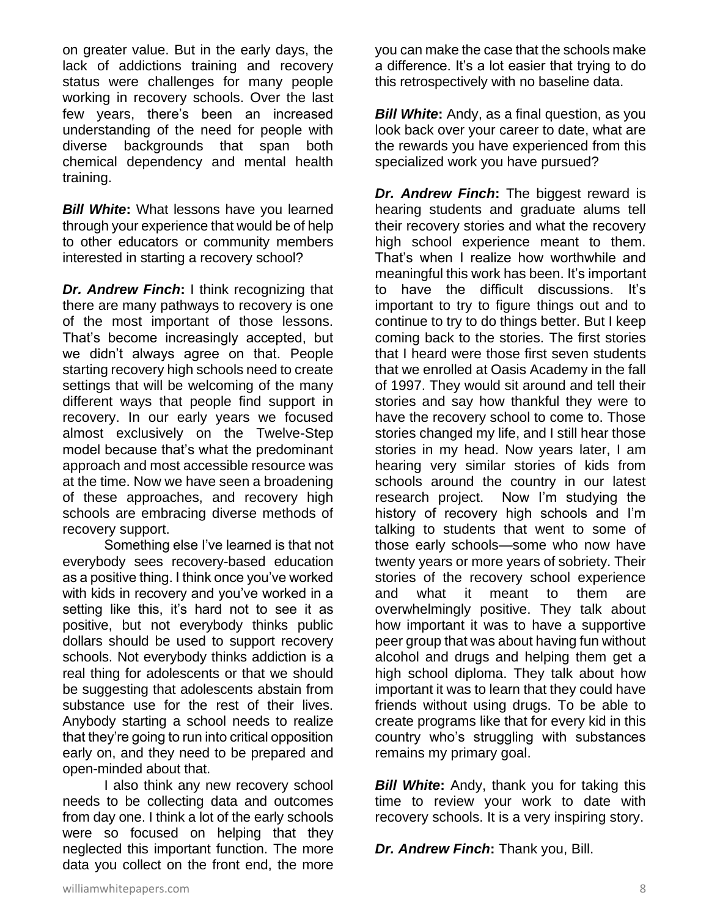on greater value. But in the early days, the lack of addictions training and recovery status were challenges for many people working in recovery schools. Over the last few years, there's been an increased understanding of the need for people with diverse backgrounds that span both chemical dependency and mental health training.

***Bill White*:** What lessons have you learned through your experience that would be of help to other educators or community members interested in starting a recovery school?

***Dr. Andrew Finch*:** I think recognizing that there are many pathways to recovery is one of the most important of those lessons. That's become increasingly accepted, but we didn't always agree on that. People starting recovery high schools need to create settings that will be welcoming of the many different ways that people find support in recovery. In our early years we focused almost exclusively on the Twelve-Step model because that's what the predominant approach and most accessible resource was at the time. Now we have seen a broadening of these approaches, and recovery high schools are embracing diverse methods of recovery support.

Something else I've learned is that not everybody sees recovery-based education as a positive thing. I think once you've worked with kids in recovery and you've worked in a setting like this, it's hard not to see it as positive, but not everybody thinks public dollars should be used to support recovery schools. Not everybody thinks addiction is a real thing for adolescents or that we should be suggesting that adolescents abstain from substance use for the rest of their lives. Anybody starting a school needs to realize that they're going to run into critical opposition early on, and they need to be prepared and open-minded about that.

I also think any new recovery school needs to be collecting data and outcomes from day one. I think a lot of the early schools were so focused on helping that they neglected this important function. The more data you collect on the front end, the more you can make the case that the schools make a difference. It's a lot easier that trying to do this retrospectively with no baseline data.

***Bill White*:** Andy, as a final question, as you look back over your career to date, what are the rewards you have experienced from this specialized work you have pursued?

***Dr. Andrew Finch*:** The biggest reward is hearing students and graduate alums tell their recovery stories and what the recovery high school experience meant to them. That's when I realize how worthwhile and meaningful this work has been. It's important to have the difficult discussions. It's important to try to figure things out and to continue to try to do things better. But I keep coming back to the stories. The first stories that I heard were those first seven students that we enrolled at Oasis Academy in the fall of 1997. They would sit around and tell their stories and say how thankful they were to have the recovery school to come to. Those stories changed my life, and I still hear those stories in my head. Now years later, I am hearing very similar stories of kids from schools around the country in our latest research project. Now I'm studying the history of recovery high schools and I'm talking to students that went to some of those early schools—some who now have twenty years or more years of sobriety. Their stories of the recovery school experience and what it meant to them are overwhelmingly positive. They talk about how important it was to have a supportive peer group that was about having fun without alcohol and drugs and helping them get a high school diploma. They talk about how important it was to learn that they could have friends without using drugs. To be able to create programs like that for every kid in this country who's struggling with substances remains my primary goal.

***Bill White*:** Andy, thank you for taking this time to review your work to date with recovery schools. It is a very inspiring story.

***Dr. Andrew Finch*:** Thank you, Bill.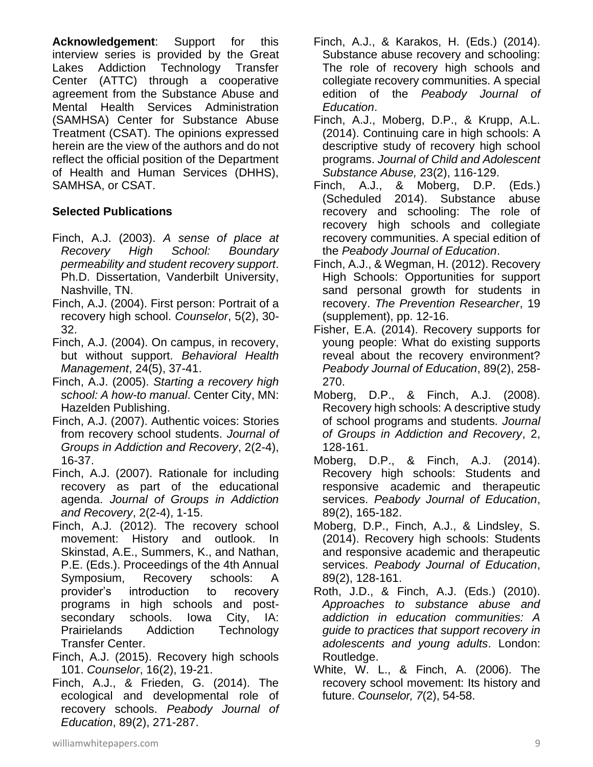**Acknowledgement**: Support for this interview series is provided by the Great Lakes Addiction Technology Transfer Center (ATTC) through a cooperative agreement from the Substance Abuse and Mental Health Services Administration (SAMHSA) Center for Substance Abuse Treatment (CSAT). The opinions expressed herein are the view of the authors and do not reflect the official position of the Department of Health and Human Services (DHHS), SAMHSA, or CSAT.

**Selected Publications**

Finch, A.J. (2003). *A sense of place at Recovery High School: Boundary permeability and student recovery support*. Ph.D. Dissertation, Vanderbilt University, Nashville, TN.

Finch, A.J. (2004). First person: Portrait of a recovery high school. *Counselor*, 5(2), 30-32.

Finch, A.J. (2004). On campus, in recovery, but without support. *Behavioral Health Management*, 24(5), 37-41.

Finch, A.J. (2005). *Starting a recovery high school: A how-to manual*. Center City, MN: Hazelden Publishing.

Finch, A.J. (2007). Authentic voices: Stories from recovery school students. *Journal of Groups in Addiction and Recovery*, 2(2-4), 16-37.

Finch, A.J. (2007). Rationale for including recovery as part of the educational agenda. *Journal of Groups in Addiction and Recovery*, 2(2-4), 1-15.

Finch, A.J. (2012). The recovery school movement: History and outlook. In Skinstad, A.E., Summers, K., and Nathan, P.E. (Eds.). Proceedings of the 4th Annual Symposium, Recovery schools: A provider's introduction to recovery programs in high schools and post-secondary schools. Iowa City, IA: Prairielands Addiction Technology Transfer Center.

Finch, A.J. (2015). Recovery high schools 101. *Counselor*, 16(2), 19-21.

Finch, A.J., & Frieden, G. (2014). The ecological and developmental role of recovery schools. *Peabody Journal of Education*, 89(2), 271-287.

Finch, A.J., & Karakos, H. (Eds.) (2014). Substance abuse recovery and schooling: The role of recovery high schools and collegiate recovery communities. A special edition of the *Peabody Journal of Education*.

Finch, A.J., Moberg, D.P., & Krupp, A.L. (2014). Continuing care in high schools: A descriptive study of recovery high school programs. *Journal of Child and Adolescent Substance Abuse,* 23(2), 116-129.

Finch, A.J., & Moberg, D.P. (Eds.) (Scheduled 2014). Substance abuse recovery and schooling: The role of recovery high schools and collegiate recovery communities. A special edition of the *Peabody Journal of Education*.

Finch, A.J., & Wegman, H. (2012). Recovery High Schools: Opportunities for support sand personal growth for students in recovery. *The Prevention Researcher*, 19 (supplement), pp. 12-16.

Fisher, E.A. (2014). Recovery supports for young people: What do existing supports reveal about the recovery environment? *Peabody Journal of Education*, 89(2), 258-270.

Moberg, D.P., & Finch, A.J. (2008). Recovery high schools: A descriptive study of school programs and students. *Journal of Groups in Addiction and Recovery*, 2, 128-161.

Moberg, D.P., & Finch, A.J. (2014). Recovery high schools: Students and responsive academic and therapeutic services. *Peabody Journal of Education*, 89(2), 165-182.

Moberg, D.P., Finch, A.J., & Lindsley, S. (2014). Recovery high schools: Students and responsive academic and therapeutic services. *Peabody Journal of Education*, 89(2), 128-161.

Roth, J.D., & Finch, A.J. (Eds.) (2010). *Approaches to substance abuse and addiction in education communities: A guide to practices that support recovery in adolescents and young adults*. London: Routledge.

White, W. L., & Finch, A. (2006). The recovery school movement: Its history and future. *Counselor, 7*(2), 54-58.